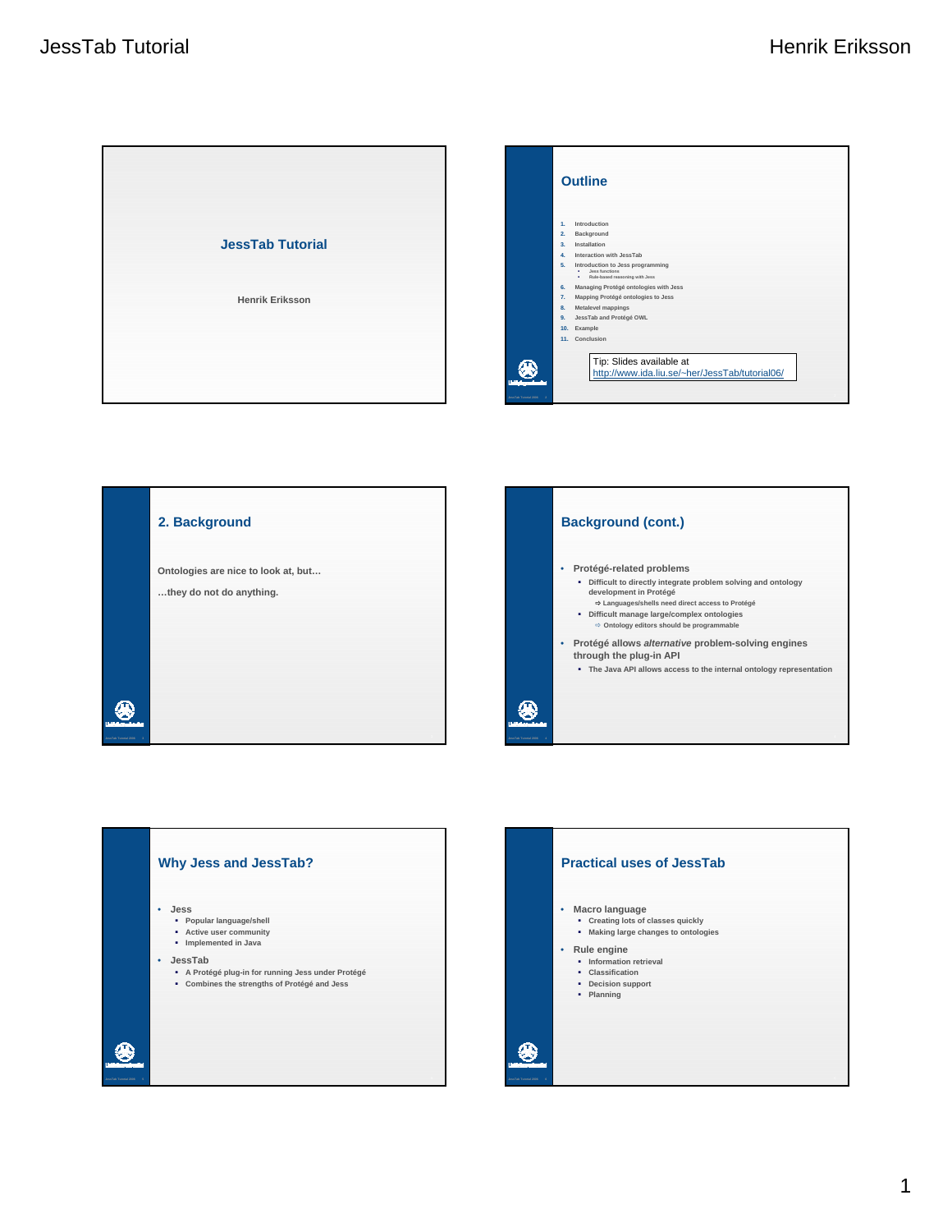# JessTab Tutorial

Henrik Eriksson

## Outline

1. Introduction
2. Background
3. Installation
4. Interaction with JessTab
5. Introduction to Jess programming
   - Jess functions
   - Rule-based reasoning with Jess
6. Managing Protégé ontologies with Jess
7. Mapping Protégé ontologies to Jess
8. Metalevel mappings
9. JessTab and Protégé OWL
10. Example
11. Conclusion

Tip: Slides available at http://www.ida.liu.se/~her/JessTab/tutorial06/

## 2. Background

Ontologies are nice to look at, but…

…they do not do anything.

## Background (cont.)

- Protégé-related problems
  - Difficult to directly integrate problem solving and ontology development in Protégé
    - ⇨ Languages/shells need direct access to Protégé
  - Difficult manage large/complex ontologies
    - ⇨ Ontology editors should be programmable
- Protégé allows *alternative* problem-solving engines through the plug-in API
  - The Java API allows access to the internal ontology representation

## Why Jess and JessTab?

- Jess
  - Popular language/shell
  - Active user community
  - Implemented in Java
- JessTab
  - A Protégé plug-in for running Jess under Protégé
  - Combines the strengths of Protégé and Jess

## Practical uses of JessTab

- Macro language
  - Creating lots of classes quickly
  - Making large changes to ontologies
- Rule engine
  - Information retrieval
  - Classification
  - Decision support
  - Planning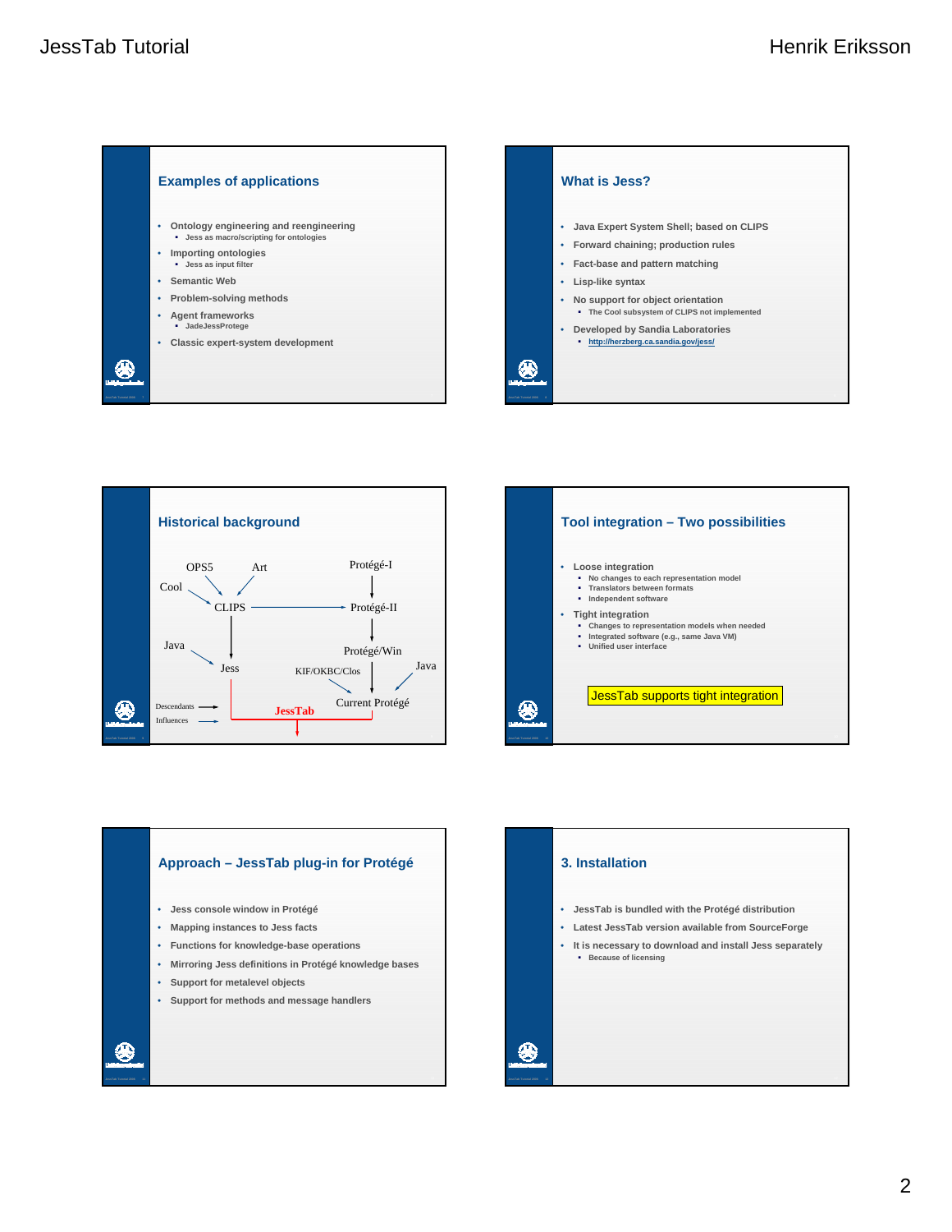## Examples of applications

- Ontology engineering and reengineering
  - Jess as macro/scripting for ontologies
- Importing ontologies
  - Jess as input filter
- Semantic Web
- Problem-solving methods
- Agent frameworks
  - JadeJessProtege
- Classic expert-system development

## What is Jess?

- Java Expert System Shell; based on CLIPS
- Forward chaining; production rules
- Fact-base and pattern matching
- Lisp-like syntax
- No support for object orientation
  - The Cool subsystem of CLIPS not implemented
- Developed by Sandia Laboratories
  - http://herzberg.ca.sandia.gov/jess/

## Historical background

OPS5, Art, Cool → CLIPS → Jess (with Java influence)

Protégé-I → Protégé-II → Protégé/Win → Current Protégé (influences: CLIPS, KIF/OKBC/Clos, Java)

Jess + Current Protégé → JessTab

Descendants →
Influences →

## Tool integration – Two possibilities

- Loose integration
  - No changes to each representation model
  - Translators between formats
  - Independent software
- Tight integration
  - Changes to representation models when needed
  - Integrated software (e.g., same Java VM)
  - Unified user interface

JessTab supports tight integration

## Approach – JessTab plug-in for Protégé

- Jess console window in Protégé
- Mapping instances to Jess facts
- Functions for knowledge-base operations
- Mirroring Jess definitions in Protégé knowledge bases
- Support for metalevel objects
- Support for methods and message handlers

## 3. Installation

- JessTab is bundled with the Protégé distribution
- Latest JessTab version available from SourceForge
- It is necessary to download and install Jess separately
  - Because of licensing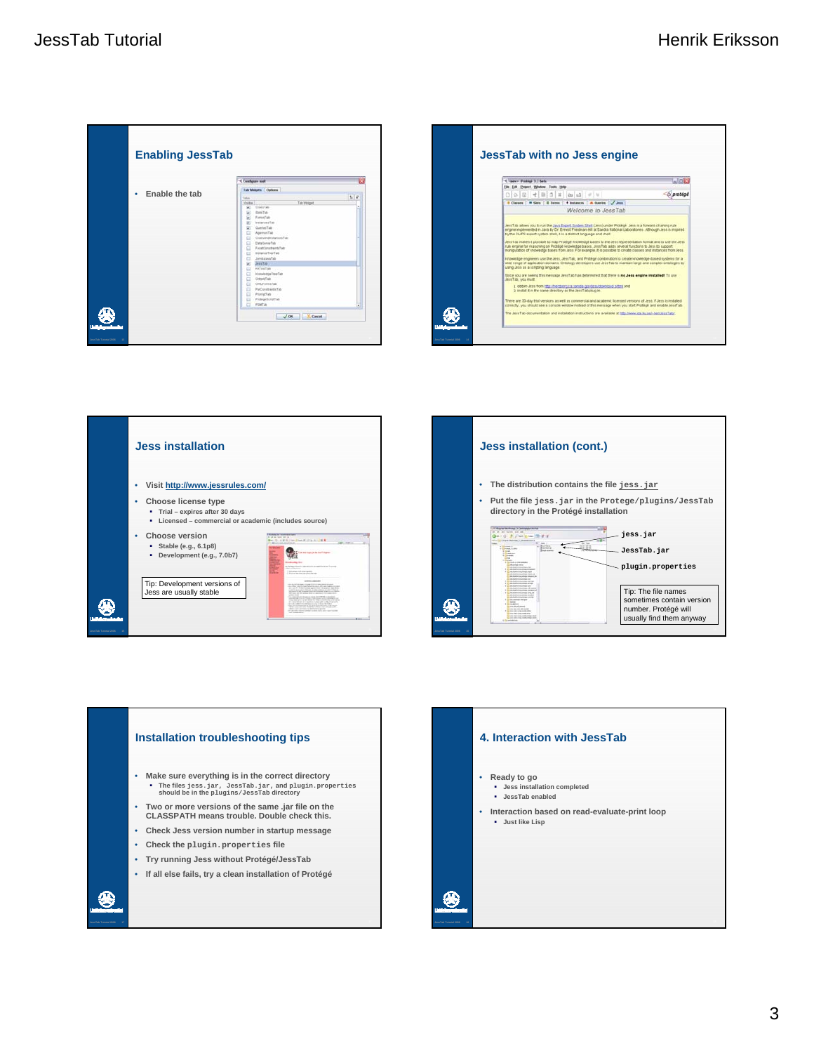## Enabling JessTab

- Enable the tab

## JessTab with no Jess engine

## Jess installation

- Visit http://www.jessrules.com/
- Choose license type
  - Trial – expires after 30 days
  - Licensed – commercial or academic (includes source)
- Choose version
  - Stable (e.g., 6.1p8)
  - Development (e.g., 7.0b7)

Tip: Development versions of Jess are usually stable

## Jess installation (cont.)

- The distribution contains the file `jess.jar`
- Put the file `jess.jar` in the `Protege/plugins/JessTab` directory in the Protégé installation

`jess.jar`

`JessTab.jar`

`plugin.properties`

Tip: The file names sometimes contain version number. Protégé will usually find them anyway

## Installation troubleshooting tips

- Make sure everything is in the correct directory
  - The files `jess.jar`, `JessTab.jar`, and `plugin.properties` should be in the `plugins/JessTab` directory
- Two or more versions of the same .jar file on the CLASSPATH means trouble. Double check this.
- Check Jess version number in startup message
- Check the `plugin.properties` file
- Try running Jess without Protégé/JessTab
- If all else fails, try a clean installation of Protégé

## 4. Interaction with JessTab

- Ready to go
  - Jess installation completed
  - JessTab enabled
- Interaction based on read-evaluate-print loop
  - Just like Lisp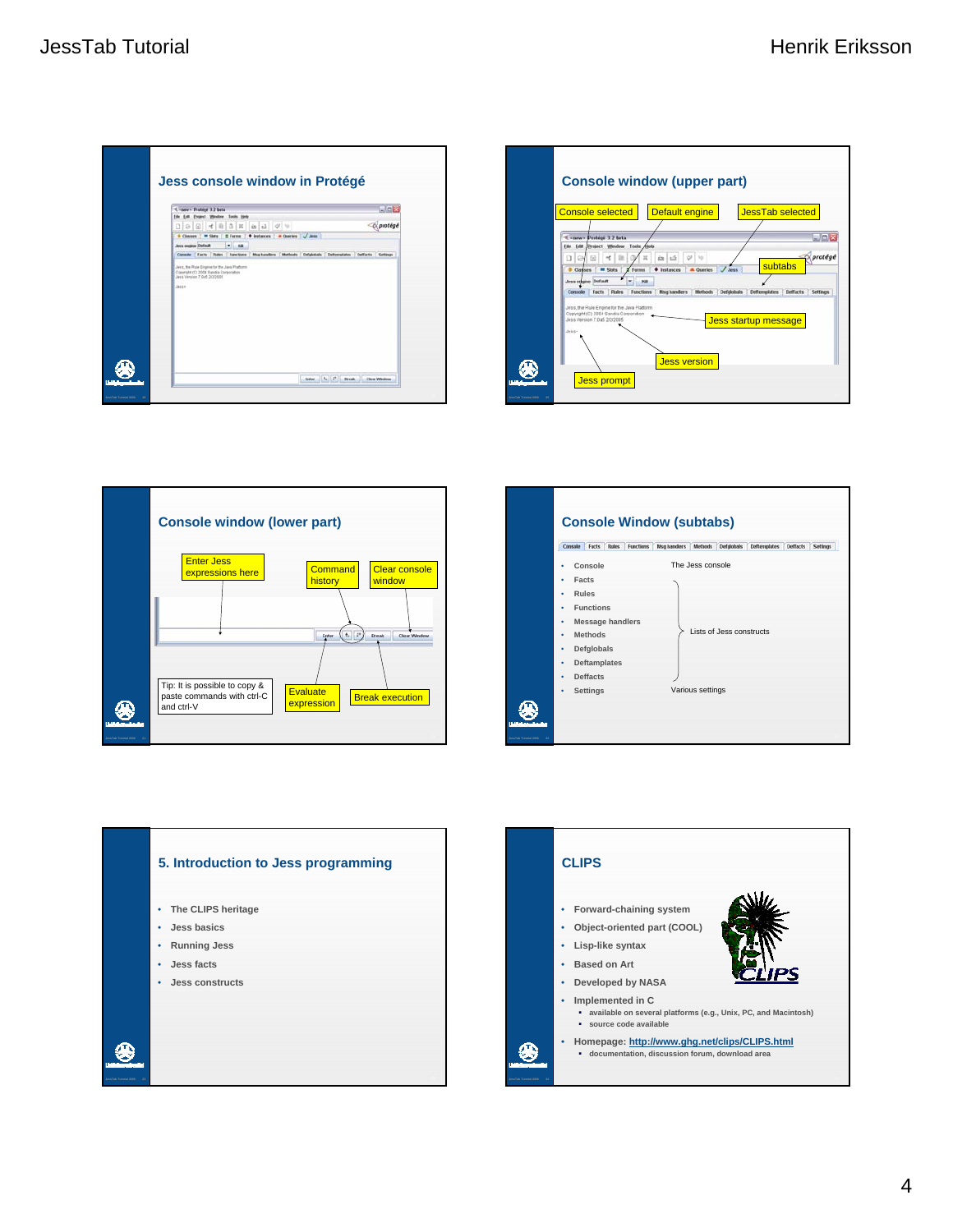## Jess console window in Protégé

## Console window (upper part)

Console selected

Default engine

JessTab selected

subtabs

Jess startup message

Jess version

Jess prompt

## Console window (lower part)

Enter Jess expressions here

Command history

Clear console window

Tip: It is possible to copy & paste commands with ctrl-C and ctrl-V

Evaluate expression

Break execution

## Console Window (subtabs)

- Console — The Jess console
- Facts
- Rules
- Functions
- Message handlers
- Methods
- Defglobals
- Deftemplates
- Deffacts
- Settings — Various settings

Facts through Deffacts: Lists of Jess constructs

## 5. Introduction to Jess programming

- The CLIPS heritage
- Jess basics
- Running Jess
- Jess facts
- Jess constructs

## CLIPS

- Forward-chaining system
- Object-oriented part (COOL)
- Lisp-like syntax
- Based on Art
- Developed by NASA
- Implemented in C
  - available on several platforms (e.g., Unix, PC, and Macintosh)
  - source code available
- Homepage: http://www.ghg.net/clips/CLIPS.html
  - documentation, discussion forum, download area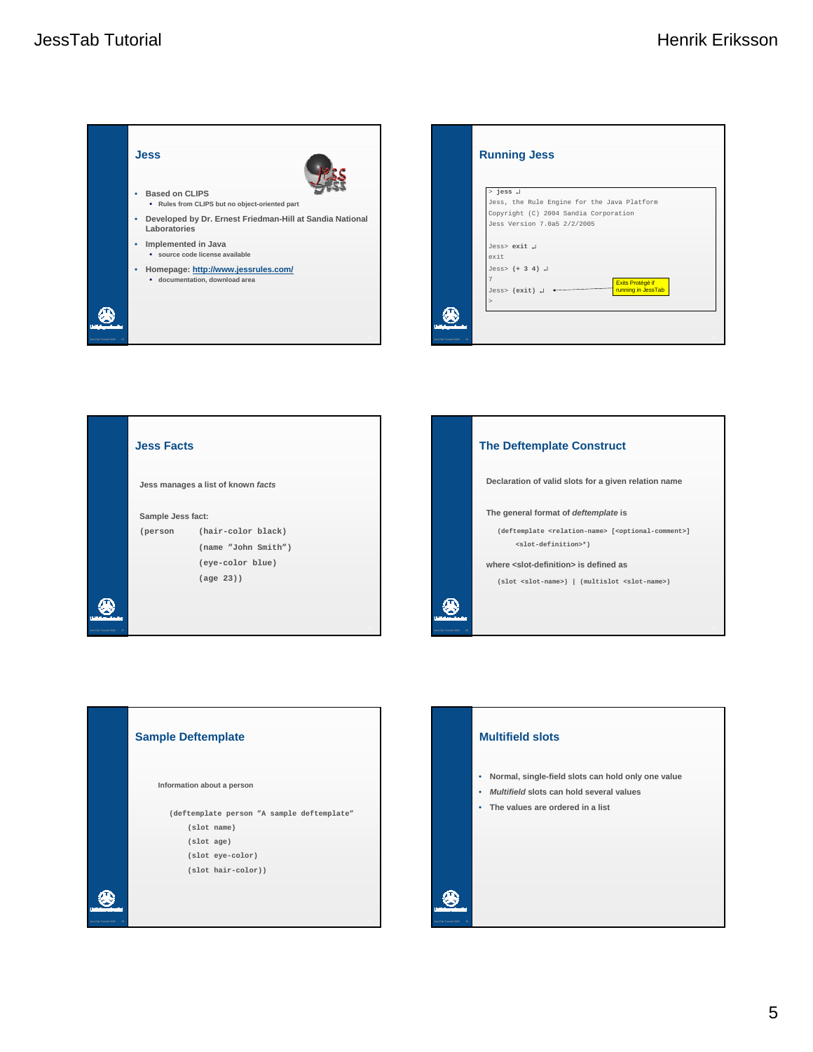## Jess

- Based on CLIPS
  - Rules from CLIPS but no object-oriented part
- Developed by Dr. Ernest Friedman-Hill at Sandia National Laboratories
- Implemented in Java
  - source code license available
- Homepage: http://www.jessrules.com/
  - documentation, download area

## Running Jess

```
> jess ↵
Jess, the Rule Engine for the Java Platform
Copyright (C) 2004 Sandia Corporation
Jess Version 7.0a5 2/2/2005

Jess> exit ↵
exit
Jess> (+ 3 4) ↵
7
Jess> (exit) ↵
>
```

Exits Protégé if running in JessTab

## Jess Facts

Jess manages a list of known *facts*

Sample Jess fact:

```
(person     (hair-color black)
            (name "John Smith")
            (eye-color blue)
            (age 23))
```

## The Deftemplate Construct

Declaration of valid slots for a given relation name

The general format of *deftemplate* is

```
(deftemplate <relation-name> [<optional-comment>]
    <slot-definition>*)
```

where <slot-definition> is defined as

```
(slot <slot-name>) | (multislot <slot-name>)
```

## Sample Deftemplate

Information about a person

```
(deftemplate person "A sample deftemplate"
    (slot name)
    (slot age)
    (slot eye-color)
    (slot hair-color))
```

## Multifield slots

- Normal, single-field slots can hold only one value
- *Multifield* slots can hold several values
- The values are ordered in a list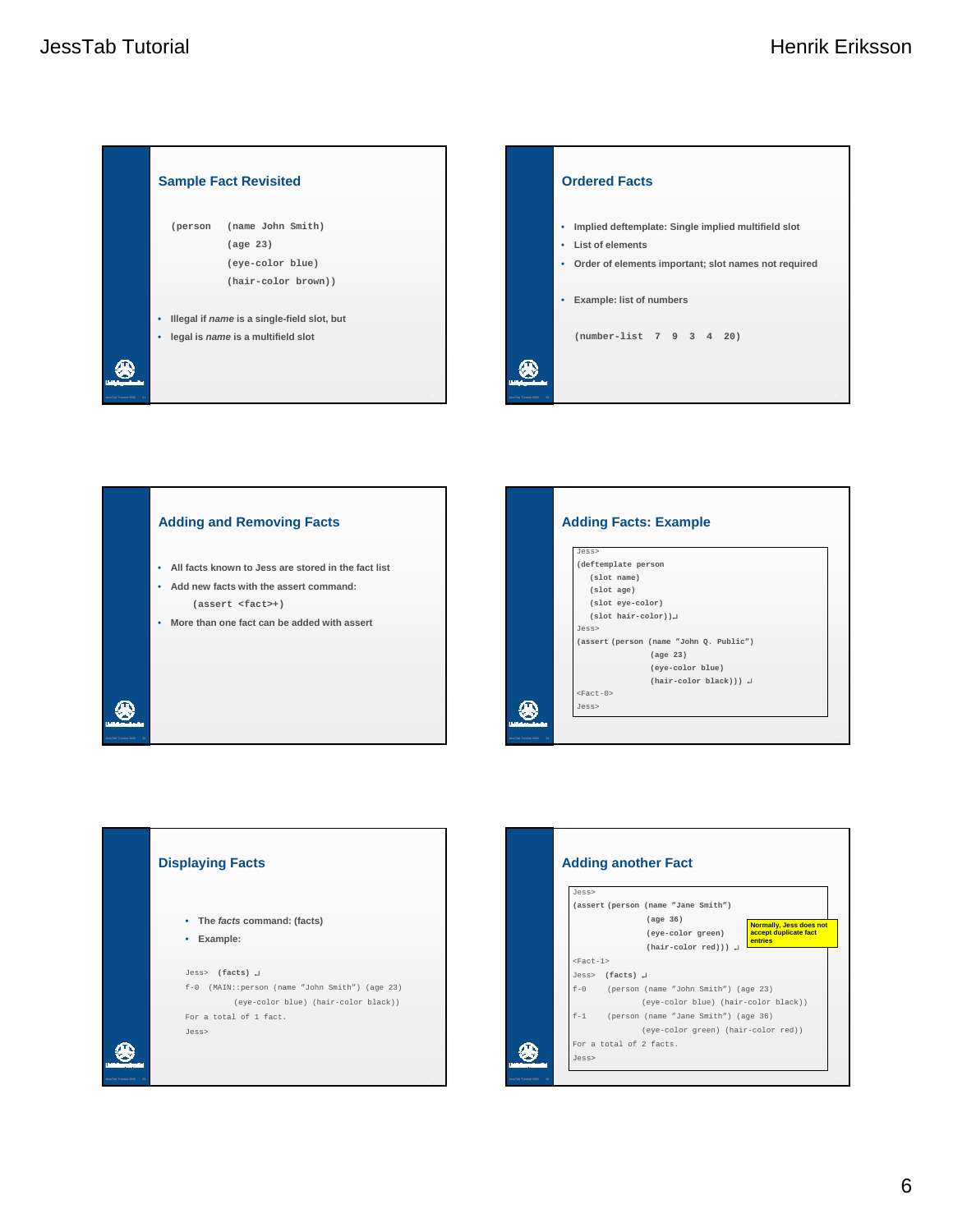## Sample Fact Revisited

```
(person  (name John Smith)
         (age 23)
         (eye-color blue)
         (hair-color brown))
```

- Illegal if *name* is a single-field slot, but
- legal is *name* is a multifield slot

## Ordered Facts

- Implied deftemplate: Single implied multifield slot
- List of elements
- Order of elements important; slot names not required
- Example: list of numbers

```
(number-list  7  9  3  4  20)
```

## Adding and Removing Facts

- All facts known to Jess are stored in the fact list
- Add new facts with the assert command:

  `(assert <fact>+)`

- More than one fact can be added with assert

## Adding Facts: Example

```
Jess>
(deftemplate person
   (slot name)
   (slot age)
   (slot eye-color)
   (slot hair-color))↵
Jess>
(assert (person (name "John Q. Public")
                (age 23)
                (eye-color blue)
                (hair-color black))) ↵
<Fact-0>
Jess>
```

## Displaying Facts

- The *facts* command: (facts)
- Example:

```
Jess>  (facts) ↵
f-0  (MAIN::person (name "John Smith") (age 23)
         (eye-color blue) (hair-color black))
For a total of 1 fact.
Jess>
```

## Adding another Fact

```
Jess>
(assert (person (name "Jane Smith")
                (age 36)
                (eye-color green)
                (hair-color red))) ↵
<Fact-1>
Jess>  (facts) ↵
f-0    (person (name "John Smith") (age 23)
            (eye-color blue) (hair-color black))
f-1    (person (name "Jane Smith") (age 36)
            (eye-color green) (hair-color red))
For a total of 2 facts.
Jess>
```

Normally, Jess does not accept duplicate fact entries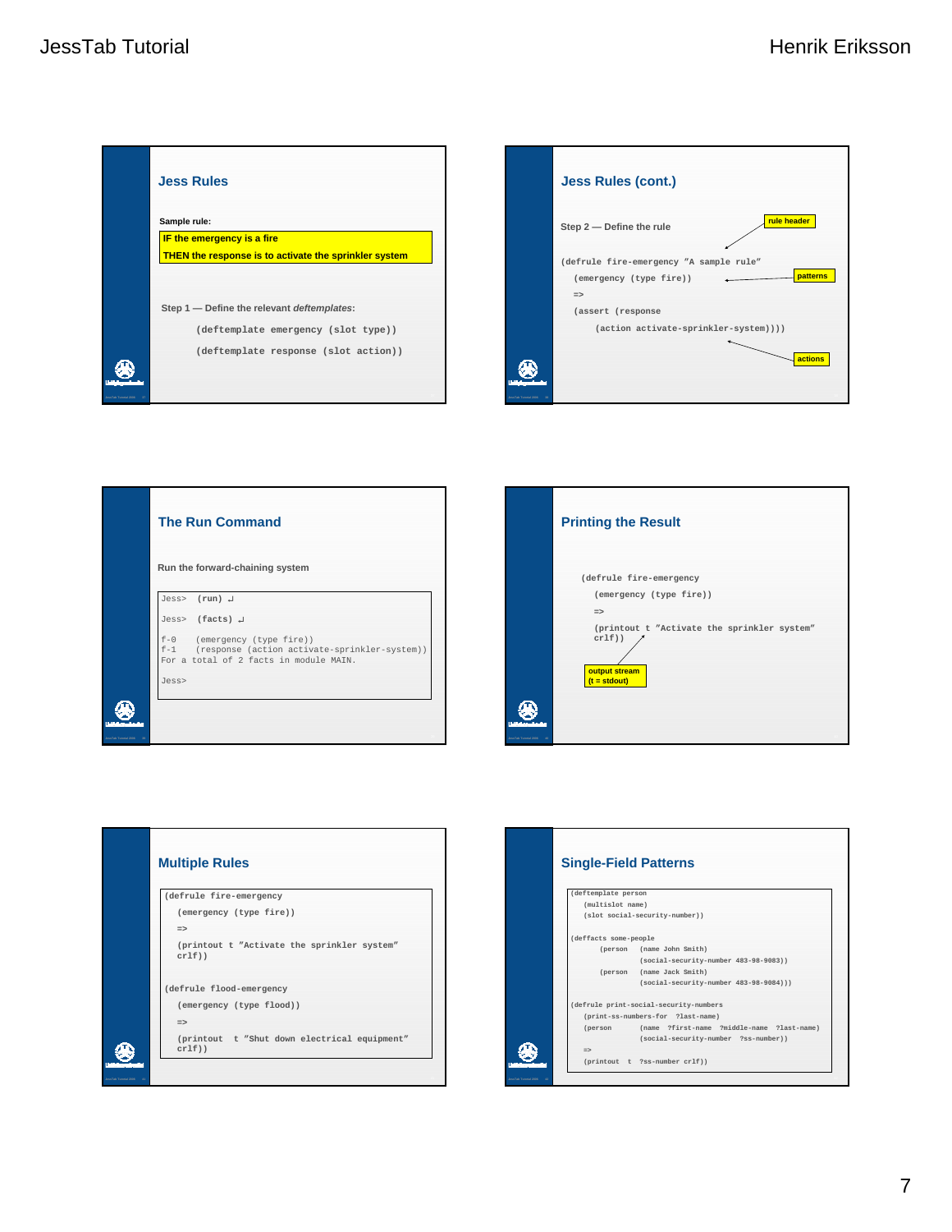## Jess Rules

**Sample rule:**

**IF the emergency is a fire**
**THEN the response is to activate the sprinkler system**

Step 1 — Define the relevant *deftemplates*:

```
(deftemplate emergency (slot type))

(deftemplate response (slot action))
```

## Jess Rules (cont.)

Step 2 — Define the rule

```
(defrule fire-emergency "A sample rule"
   (emergency (type fire))
   =>
   (assert (response
      (action activate-sprinkler-system))))
```

rule header

patterns

actions

## The Run Command

Run the forward-chaining system

```
Jess> (run) ↵

Jess> (facts) ↵

f-0   (emergency (type fire))
f-1   (response (action activate-sprinkler-system))
For a total of 2 facts in module MAIN.

Jess>
```

## Printing the Result

```
(defrule fire-emergency
   (emergency (type fire))
   =>
   (printout t "Activate the sprinkler system"
   crlf))
```

output stream
(t = stdout)

## Multiple Rules

```
(defrule fire-emergency
   (emergency (type fire))
   =>
   (printout t "Activate the sprinkler system"
   crlf))

(defrule flood-emergency
   (emergency (type flood))
   =>
   (printout  t "Shut down electrical equipment"
   crlf))
```

## Single-Field Patterns

```
(deftemplate person
   (multislot name)
   (slot social-security-number))

(deffacts some-people
      (person   (name John Smith)
                (social-security-number 483-98-9083))
      (person   (name Jack Smith)
                (social-security-number 483-98-9084)))

(defrule print-social-security-numbers
   (print-ss-numbers-for  ?last-name)
   (person       (name  ?first-name  ?middle-name  ?last-name)
                 (social-security-number  ?ss-number))
   =>
   (printout  t  ?ss-number crlf))
```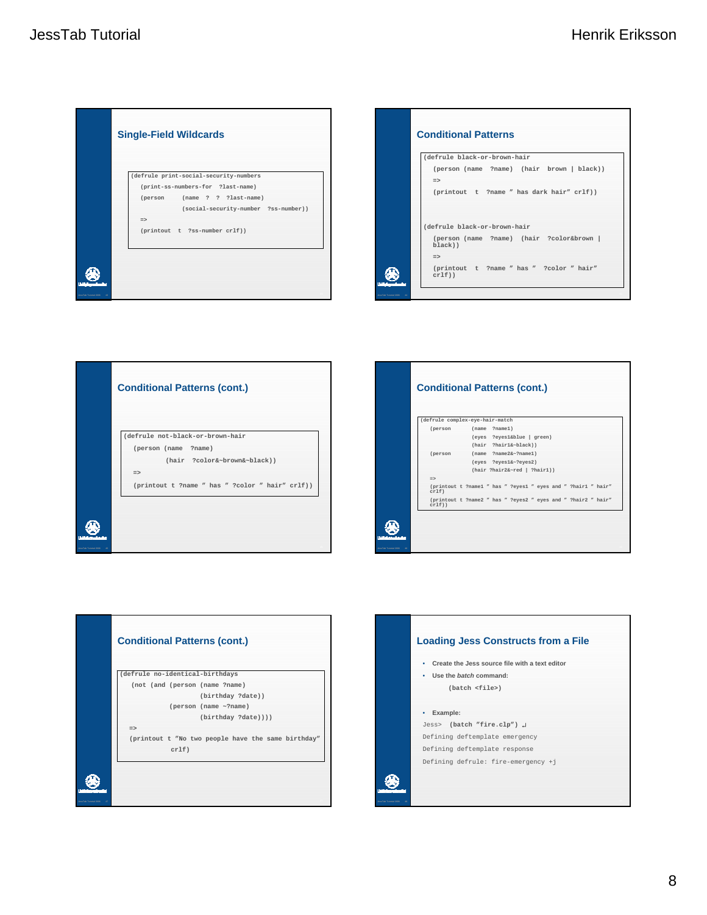## Single-Field Wildcards

```
(defrule print-social-security-numbers
   (print-ss-numbers-for  ?last-name)
   (person      (name  ?  ?  ?last-name)
                (social-security-number  ?ss-number))
   =>
   (printout  t  ?ss-number crlf))
```

## Conditional Patterns

```
(defrule black-or-brown-hair
   (person (name  ?name)  (hair  brown | black))
   =>
   (printout  t  ?name " has dark hair" crlf))


(defrule black-or-brown-hair
   (person (name  ?name)  (hair  ?color&brown |
   black))
   =>
   (printout  t  ?name " has "  ?color " hair"
   crlf))
```

## Conditional Patterns (cont.)

```
(defrule not-black-or-brown-hair
   (person (name  ?name)
          (hair  ?color&~brown&~black))
   =>
   (printout t ?name " has " ?color " hair" crlf))
```

## Conditional Patterns (cont.)

```
(defrule complex-eye-hair-match
   (person       (name  ?name1)
                 (eyes  ?eyes1&blue | green)
                 (hair  ?hair1&~black))
   (person       (name  ?name2&~?name1)
                 (eyes  ?eyes1&~?eyes2)
                 (hair ?hair2&~red | ?hair1))
   =>
   (printout t ?name1 " has " ?eyes1 " eyes and " ?hair1 " hair"
   crlf)
   (printout t ?name2 " has " ?eyes2 " eyes and " ?hair2 " hair"
   crlf))
```

## Conditional Patterns (cont.)

```
(defrule no-identical-birthdays
   (not (and (person (name ?name)
                     (birthday ?date))
             (person (name ~?name)
                     (birthday ?date))))
   =>
   (printout t "No two people have the same birthday"
            crlf)
```

## Loading Jess Constructs from a File

- Create the Jess source file with a text editor
- Use the *batch* command:

```
(batch <file>)
```

- Example:

```
Jess>  (batch "fire.clp") ↵
Defining deftemplate emergency
Defining deftemplate response
Defining defrule: fire-emergency +j
```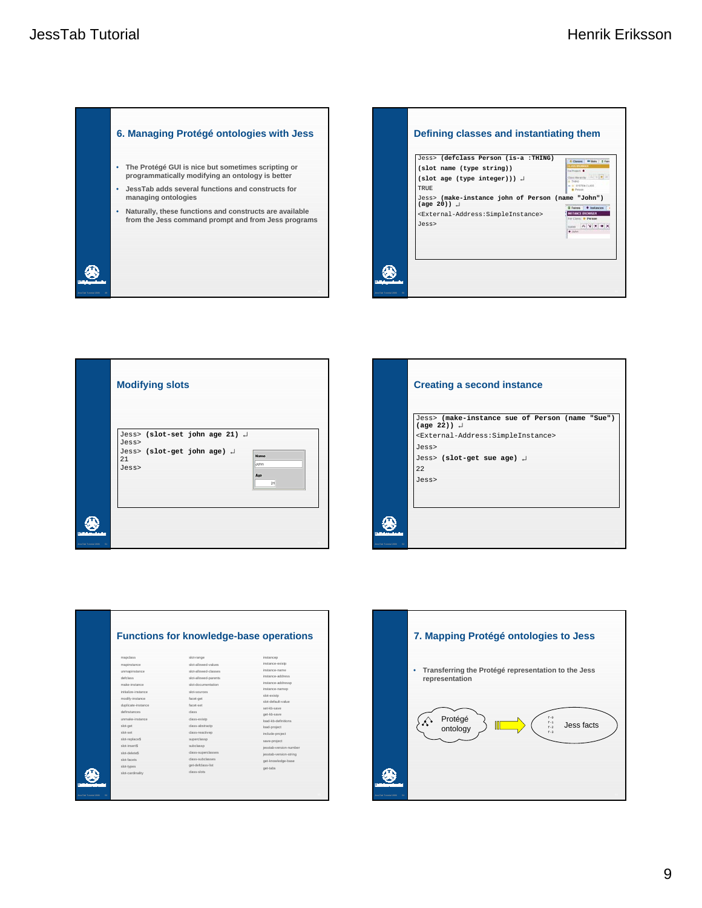## 6. Managing Protégé ontologies with Jess

- The Protégé GUI is nice but sometimes scripting or programmatically modifying an ontology is better
- JessTab adds several functions and constructs for managing ontologies
- Naturally, these functions and constructs are available from the Jess command prompt and from Jess programs

## Defining classes and instantiating them

```
Jess> (defclass Person (is-a :THING)
(slot name (type string))
(slot age (type integer))) ↵
TRUE
Jess> (make-instance john of Person (name "John")
(age 20)) ↵
<External-Address:SimpleInstance>
Jess>
```

## Modifying slots

```
Jess> (slot-set john age 21) ↵
Jess>
Jess> (slot-get john age) ↵
21
Jess>
```

## Creating a second instance

```
Jess> (make-instance sue of Person (name "Sue")
(age 22)) ↵
<External-Address:SimpleInstance>
Jess>
Jess> (slot-get sue age) ↵
22
Jess>
```

## Functions for knowledge-base operations

| | | |
|---|---|---|
| mapclass | slot-range | instancep |
| mapinstance | slot-allowed-values | instance-existp |
| unmapinstance | slot-allowed-classes | instance-name |
| defclass | slot-allowed-parents | instance-address |
| make-instance | slot-documentation | instance-addressp |
| initialize-instance | slot-sources | instance-namep |
| modify-instance | facet-get | slot-existp |
| duplicate-instance | facet-set | slot-default-value |
| definstances | class | set-kb-save |
| unmake-instance | class-existp | get-kb-save |
| slot-get | class-abstractp | load-kb-definitions |
| slot-set | class-reactivep | load-project |
| slot-replace$ | superclassp | include-project |
| slot-insert$ | subclassp | save-project |
| slot-delete$ | class-superclasses | jesstab-version-number |
| slot-facets | class-subclasses | jesstab-version-string |
| slot-types | get-defclass-list | get-knowledge-base |
| slot-cardinality | class-slots | get-tabs |

## 7. Mapping Protégé ontologies to Jess

- Transferring the Protégé representation to the Jess representation

Protégé ontology → Jess facts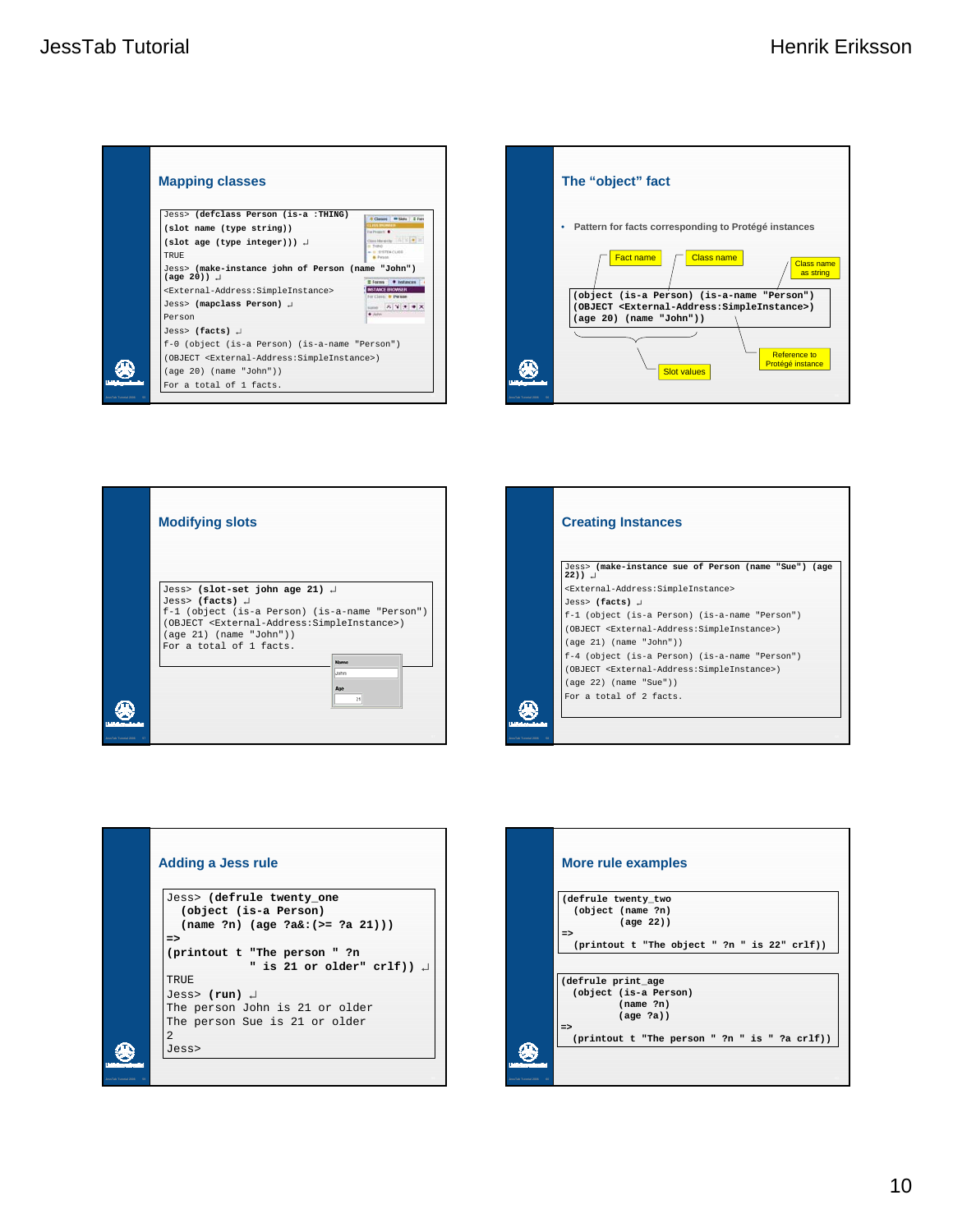## Mapping classes

```
Jess> (defclass Person (is-a :THING)
(slot name (type string))
(slot age (type integer))) ↵
TRUE
Jess> (make-instance john of Person (name "John")
(age 20)) ↵
<External-Address:SimpleInstance>
Jess> (mapclass Person) ↵
Person
Jess> (facts) ↵
f-0 (object (is-a Person) (is-a-name "Person")
(OBJECT <External-Address:SimpleInstance>)
(age 20) (name "John"))
For a total of 1 facts.
```

## The "object" fact

- Pattern for facts corresponding to Protégé instances

```
(object (is-a Person) (is-a-name "Person")
(OBJECT <External-Address:SimpleInstance>)
(age 20) (name "John"))
```

Fact name — Class name — Class name as string — Reference to Protégé instance — Slot values

## Modifying slots

```
Jess> (slot-set john age 21) ↵
Jess> (facts) ↵
f-1 (object (is-a Person) (is-a-name "Person")
(OBJECT <External-Address:SimpleInstance>)
(age 21) (name "John"))
For a total of 1 facts.
```

## Creating Instances

```
Jess> (make-instance sue of Person (name "Sue") (age
22)) ↵
<External-Address:SimpleInstance>
Jess> (facts) ↵
f-1 (object (is-a Person) (is-a-name "Person")
(OBJECT <External-Address:SimpleInstance>)
(age 21) (name "John"))
f-4 (object (is-a Person) (is-a-name "Person")
(OBJECT <External-Address:SimpleInstance>)
(age 22) (name "Sue"))
For a total of 2 facts.
```

## Adding a Jess rule

```
Jess> (defrule twenty_one
  (object (is-a Person)
  (name ?n) (age ?a&:(>= ?a 21)))
=>
(printout t "The person " ?n
           " is 21 or older" crlf)) ↵
TRUE
Jess> (run) ↵
The person John is 21 or older
The person Sue is 21 or older
2
Jess>
```

## More rule examples

```
(defrule twenty_two
  (object (name ?n)
          (age 22))
=>
  (printout t "The object " ?n " is 22" crlf))
```

```
(defrule print_age
  (object (is-a Person)
          (name ?n)
          (age ?a))
=>
  (printout t "The person " ?n " is " ?a crlf))
```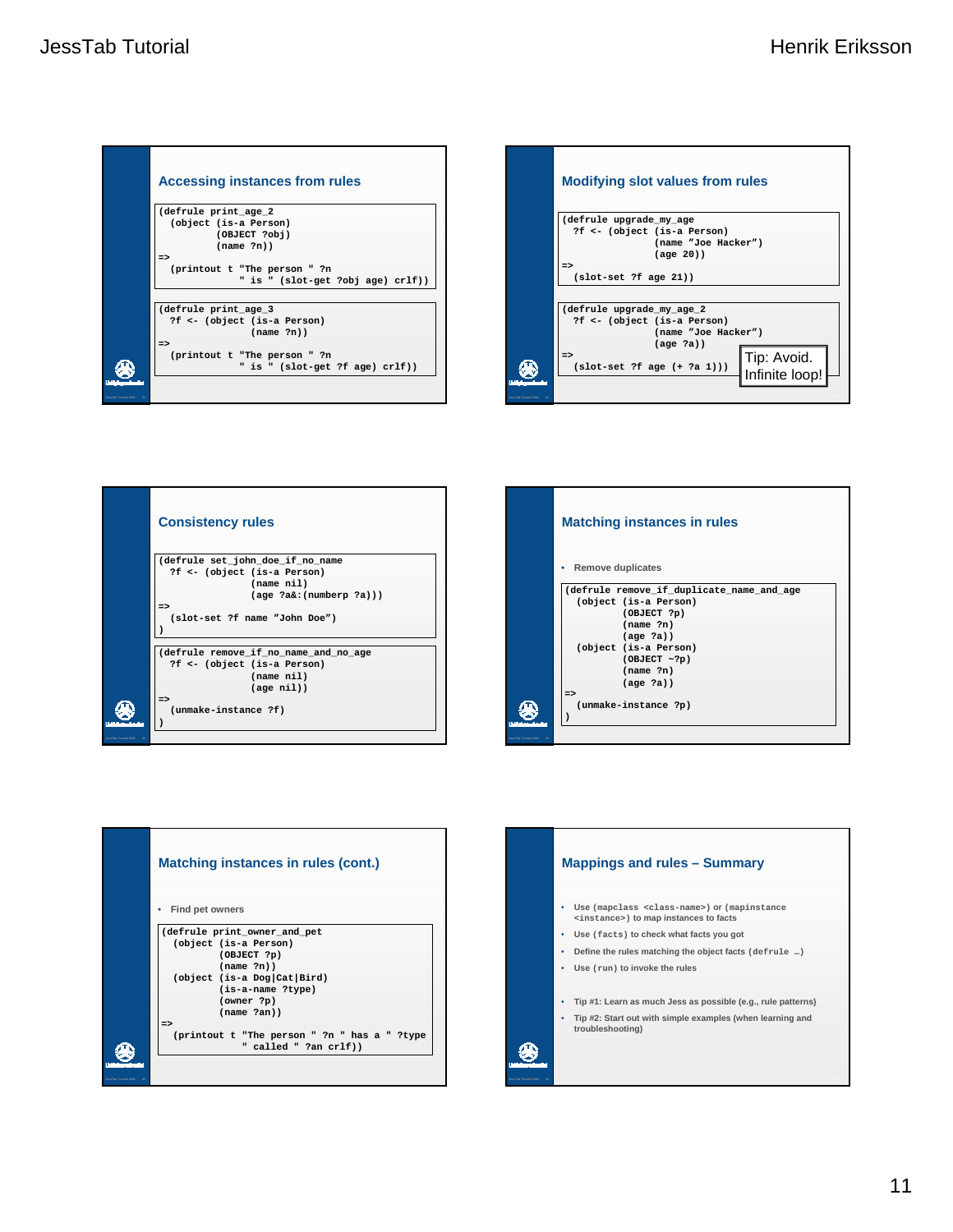## Accessing instances from rules

```
(defrule print_age_2
  (object (is-a Person)
          (OBJECT ?obj)
          (name ?n))
=>
  (printout t "The person " ?n
            " is " (slot-get ?obj age) crlf))
```

```
(defrule print_age_3
  ?f <- (object (is-a Person)
                (name ?n))
=>
  (printout t "The person " ?n
            " is " (slot-get ?f age) crlf))
```

## Modifying slot values from rules

```
(defrule upgrade_my_age
  ?f <- (object (is-a Person)
                (name "Joe Hacker")
                (age 20))
=>
  (slot-set ?f age 21))
```

```
(defrule upgrade_my_age_2
  ?f <- (object (is-a Person)
                (name "Joe Hacker")
                (age ?a))
=>
  (slot-set ?f age (+ ?a 1)))
```

Tip: Avoid. Infinite loop!

## Consistency rules

```
(defrule set_john_doe_if_no_name
  ?f <- (object (is-a Person)
                (name nil)
                (age ?a&:(numberp ?a)))
=>
  (slot-set ?f name "John Doe")
)
```

```
(defrule remove_if_no_name_and_no_age
  ?f <- (object (is-a Person)
                (name nil)
                (age nil))
=>
  (unmake-instance ?f)
)
```

## Matching instances in rules

- Remove duplicates

```
(defrule remove_if_duplicate_name_and_age
  (object (is-a Person)
          (OBJECT ?p)
          (name ?n)
          (age ?a))
  (object (is-a Person)
          (OBJECT ~?p)
          (name ?n)
          (age ?a))
=>
  (unmake-instance ?p)
)
```

## Matching instances in rules (cont.)

- Find pet owners

```
(defrule print_owner_and_pet
  (object (is-a Person)
          (OBJECT ?p)
          (name ?n))
  (object (is-a Dog|Cat|Bird)
          (is-a-name ?type)
          (owner ?p)
          (name ?an))
=>
  (printout t "The person " ?n " has a " ?type
            " called " ?an crlf))
```

## Mappings and rules – Summary

- Use `(mapclass <class-name>)` or `(mapinstance <instance>)` to map instances to facts
- Use `(facts)` to check what facts you got
- Define the rules matching the object facts `(defrule …)`
- Use `(run)` to invoke the rules
- Tip #1: Learn as much Jess as possible (e.g., rule patterns)
- Tip #2: Start out with simple examples (when learning and troubleshooting)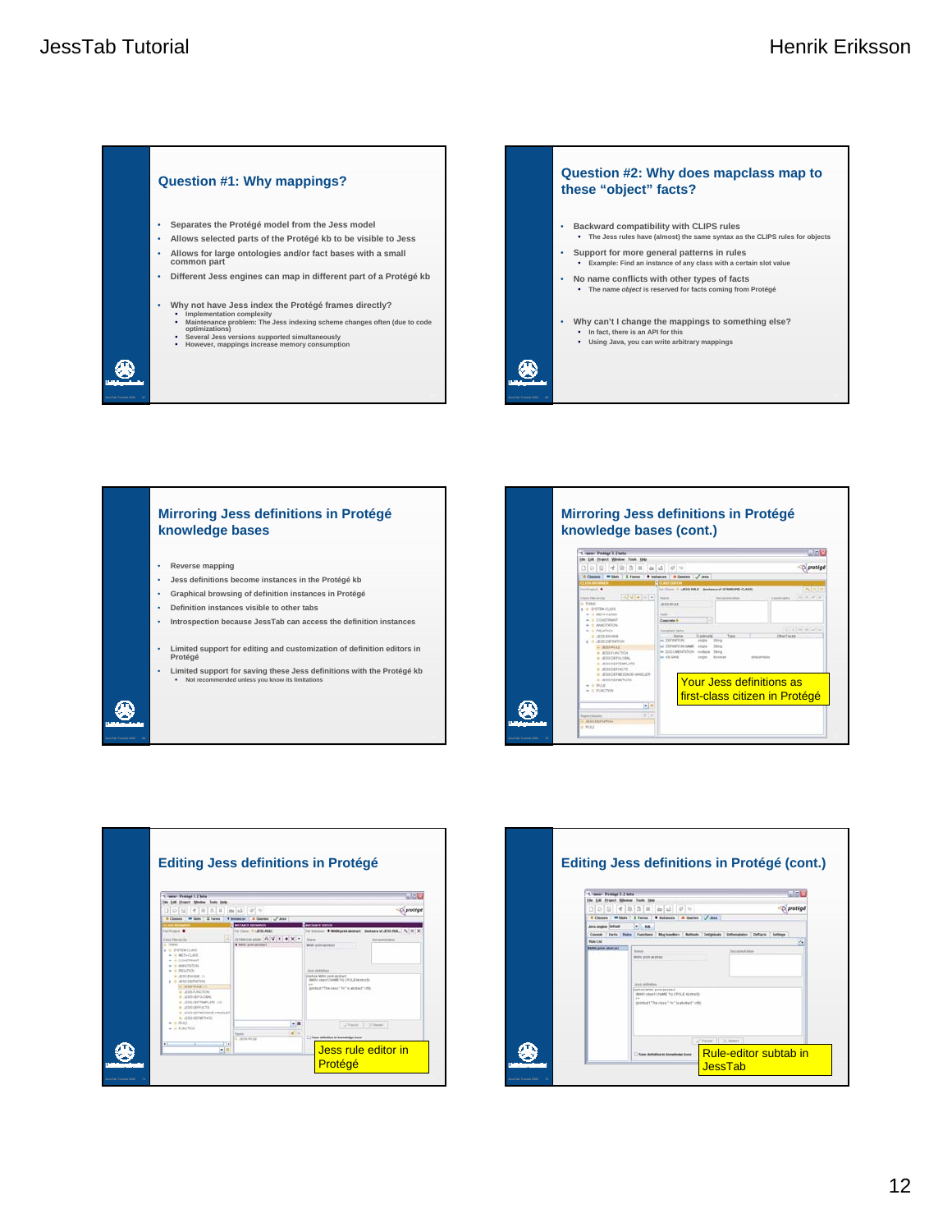## Question #1: Why mappings?

- Separates the Protégé model from the Jess model
- Allows selected parts of the Protégé kb to be visible to Jess
- Allows for large ontologies and/or fact bases with a small common part
- Different Jess engines can map in different part of a Protégé kb

- Why not have Jess index the Protégé frames directly?
  - Implementation complexity
  - Maintenance problem: The Jess indexing scheme changes often (due to code optimizations)
  - Several Jess versions supported simultaneously
  - However, mappings increase memory consumption

## Question #2: Why does mapclass map to these "object" facts?

- Backward compatibility with CLIPS rules
  - The Jess rules have (almost) the same syntax as the CLIPS rules for objects
- Support for more general patterns in rules
  - Example: Find an instance of any class with a certain slot value
- No name conflicts with other types of facts
  - The name *object* is reserved for facts coming from Protégé

- Why can't I change the mappings to something else?
  - In fact, there is an API for this
  - Using Java, you can write arbitrary mappings

## Mirroring Jess definitions in Protégé knowledge bases

- Reverse mapping
- Jess definitions become instances in the Protégé kb
- Graphical browsing of definition instances in Protégé
- Definition instances visible to other tabs
- Introspection because JessTab can access the definition instances

- Limited support for editing and customization of definition editors in Protégé
- Limited support for saving these Jess definitions with the Protégé kb
  - Not recommended unless you know its limitations

## Mirroring Jess definitions in Protégé knowledge bases (cont.)

Your Jess definitions as first-class citizen in Protégé

## Editing Jess definitions in Protégé

Jess rule editor in Protégé

## Editing Jess definitions in Protégé (cont.)

Rule-editor subtab in JessTab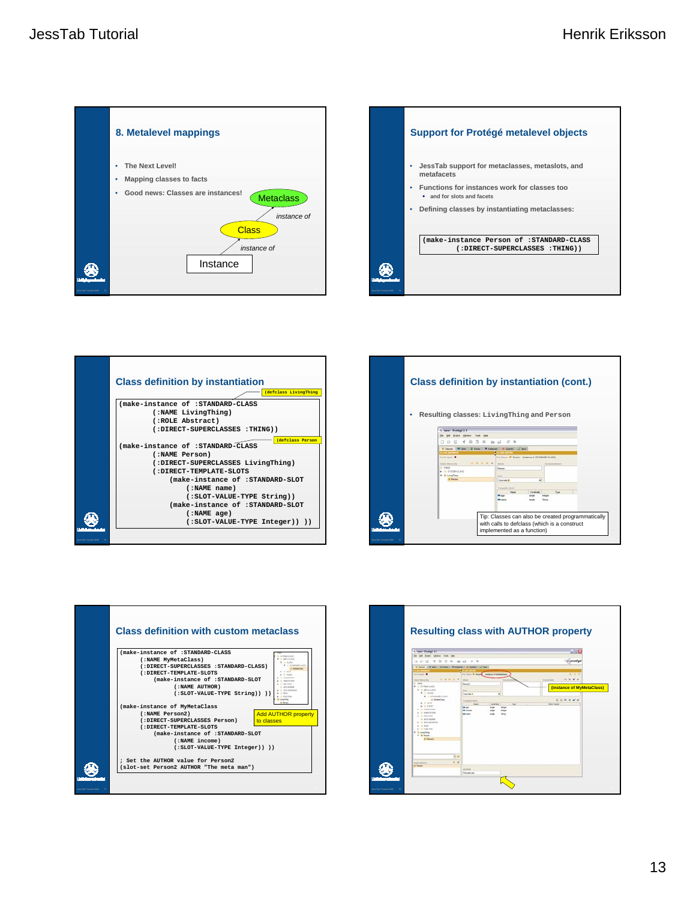## 8. Metalevel mappings

- The Next Level!
- Mapping classes to facts
- Good news: Classes are instances!

Metaclass — instance of — Class — instance of — Instance

## Support for Protégé metalevel objects

- JessTab support for metaclasses, metaslots, and metafacets
- Functions for instances work for classes too
  - and for slots and facets
- Defining classes by instantiating metaclasses:

```
(make-instance Person of :STANDARD-CLASS
      (:DIRECT-SUPERCLASSES :THING))
```

## Class definition by instantiation

```
(make-instance of :STANDARD-CLASS
        (:NAME LivingThing)
        (:ROLE Abstract)
        (:DIRECT-SUPERCLASSES :THING))

(make-instance of :STANDARD-CLASS
        (:NAME Person)
        (:DIRECT-SUPERCLASSES LivingThing)
        (:DIRECT-TEMPLATE-SLOTS
            (make-instance of :STANDARD-SLOT
                (:NAME name)
                (:SLOT-VALUE-TYPE String))
            (make-instance of :STANDARD-SLOT
                (:NAME age)
                (:SLOT-VALUE-TYPE Integer)) ))
```

(defclass LivingThing)

(defclass Person)

## Class definition by instantiation (cont.)

- Resulting classes: LivingThing and Person

Tip: Classes can also be created programmatically with calls to defclass (which is a construct implemented as a function)

## Class definition with custom metaclass

```
(make-instance of :STANDARD-CLASS
      (:NAME MyMetaClass)
      (:DIRECT-SUPERCLASSES :STANDARD-CLASS)
      (:DIRECT-TEMPLATE-SLOTS
          (make-instance of :STANDARD-SLOT
              (:NAME AUTHOR)
              (:SLOT-VALUE-TYPE String)) ))

(make-instance of MyMetaClass
      (:NAME Person2)
      (:DIRECT-SUPERCLASSES Person)
      (:DIRECT-TEMPLATE-SLOTS
          (make-instance of :STANDARD-SLOT
              (:NAME income)
              (:SLOT-VALUE-TYPE Integer)) ))

; Set the AUTHOR value for Person2
(slot-set Person2 AUTHOR "The meta man")
```

Add AUTHOR property to classes

## Resulting class with AUTHOR property

(instance of MyMetaClass)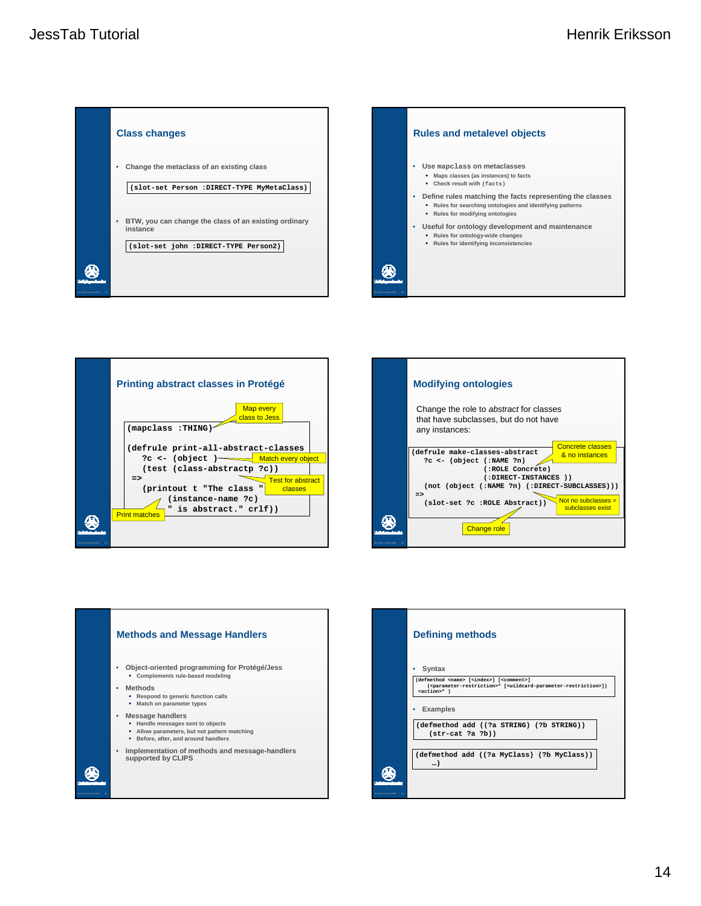## Class changes

- Change the metaclass of an existing class

```
(slot-set Person :DIRECT-TYPE MyMetaClass)
```

- BTW, you can change the class of an existing ordinary instance

```
(slot-set john :DIRECT-TYPE Person2)
```

## Rules and metalevel objects

- Use `mapclass` on metaclasses
  - Maps classes (as instances) to facts
  - Check result with `(facts)`
- Define rules matching the facts representing the classes
  - Rules for searching ontologies and identifying patterns
  - Rules for modifying ontologies
- Useful for ontology development and maintenance
  - Rules for ontology-wide changes
  - Rules for identifying inconsistencies

## Printing abstract classes in Protégé

```
(mapclass :THING)

(defrule print-all-abstract-classes
   ?c <- (object )
   (test (class-abstractp ?c))
=>
   (printout t "The class "
        (instance-name ?c)
        " is abstract." crlf))
```

Map every class to Jess

Match every object

Test for abstract classes

Print matches

## Modifying ontologies

Change the role to *abstract* for classes that have subclasses, but do not have any instances:

```
(defrule make-classes-abstract
   ?c <- (object (:NAME ?n)
                 (:ROLE Concrete)
                 (:DIRECT-INSTANCES ))
   (not (object (:NAME ?n) (:DIRECT-SUBCLASSES)))
=>
   (slot-set ?c :ROLE Abstract))
```

Concrete classes & no instances

Not no subclasses = subclasses exist

Change role

## Methods and Message Handlers

- Object-oriented programming for Protégé/Jess
  - Complements rule-based modeling
- Methods
  - Respond to generic function calls
  - Match on parameter types
- Message handlers
  - Handle messages sent to objects
  - Allow parameters, but not pattern matching
  - Before, after, and around handlers
- Implementation of methods and message-handlers supported by CLIPS

## Defining methods

- Syntax

```
(defmethod <name> [<index>] [<comment>]
    (<parameter-restriction>* [<wildcard-parameter-restriction>])
 <action>* )
```

- Examples

```
(defmethod add ((?a STRING) (?b STRING))
    (str-cat ?a ?b))
```

```
(defmethod add ((?a MyClass) (?b MyClass))
    …)
```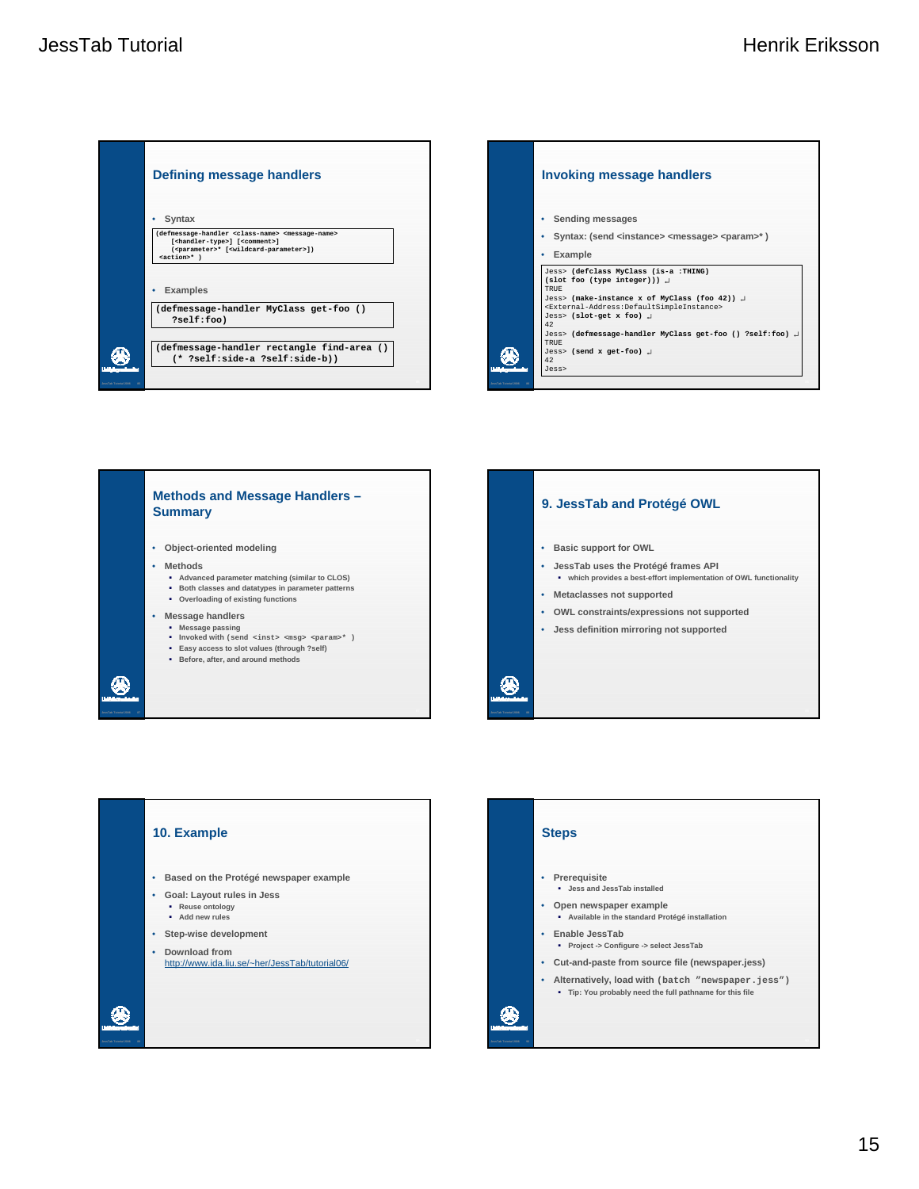## Defining message handlers

- Syntax

```
(defmessage-handler <class-name> <message-name>
    [<handler-type>] [<comment>]
    (<parameter>* [<wildcard-parameter>])
 <action>* )
```

- Examples

```
(defmessage-handler MyClass get-foo ()
   ?self:foo)
```

```
(defmessage-handler rectangle find-area ()
   (* ?self:side-a ?self:side-b))
```

## Invoking message handlers

- Sending messages
- Syntax: (send <instance> <message> <param>* )
- Example

```
Jess> (defclass MyClass (is-a :THING)
(slot foo (type integer))) ↵
TRUE
Jess> (make-instance x of MyClass (foo 42)) ↵
<External-Address:DefaultSimpleInstance>
Jess> (slot-get x foo) ↵
42
Jess> (defmessage-handler MyClass get-foo () ?self:foo) ↵
TRUE
Jess> (send x get-foo) ↵
42
Jess>
```

## Methods and Message Handlers – Summary

- Object-oriented modeling
- Methods
  - Advanced parameter matching (similar to CLOS)
  - Both classes and datatypes in parameter patterns
  - Overloading of existing functions
- Message handlers
  - Message passing
  - Invoked with `(send <inst> <msg> <param>* )`
  - Easy access to slot values (through ?self)
  - Before, after, and around methods

## 9. JessTab and Protégé OWL

- Basic support for OWL
- JessTab uses the Protégé frames API
  - which provides a best-effort implementation of OWL functionality
- Metaclasses not supported
- OWL constraints/expressions not supported
- Jess definition mirroring not supported

## 10. Example

- Based on the Protégé newspaper example
- Goal: Layout rules in Jess
  - Reuse ontology
  - Add new rules
- Step-wise development
- Download from
  http://www.ida.liu.se/~her/JessTab/tutorial06/

## Steps

- Prerequisite
  - Jess and JessTab installed
- Open newspaper example
  - Available in the standard Protégé installation
- Enable JessTab
  - Project -> Configure -> select JessTab
- Cut-and-paste from source file (newspaper.jess)
- Alternatively, load with `(batch "newspaper.jess")`
  - Tip: You probably need the full pathname for this file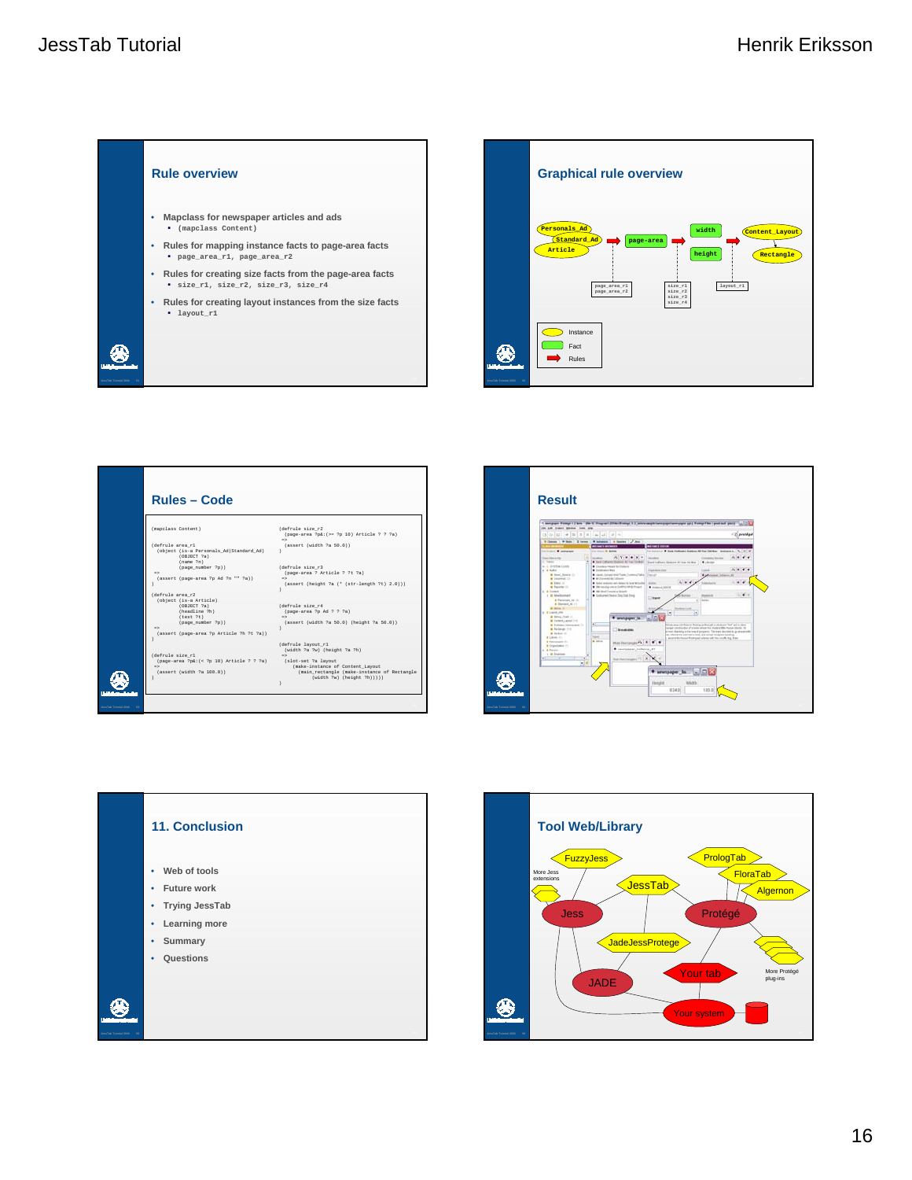## Rule overview

- Mapclass for newspaper articles and ads
  - (mapclass Content)
- Rules for mapping instance facts to page-area facts
  - page_area_r1, page_area_r2
- Rules for creating size facts from the page-area facts
  - size_r1, size_r2, size_r3, size_r4
- Rules for creating layout instances from the size facts
  - layout_r1

## Graphical rule overview

Personals_Ad, Standard_Ad, Article → page-area → width, height → Content_Layout, Rectangle

page_area_r1, page_area_r2 — size_r1, size_r2, size_r3, size_r4 — layout_r1

Instance, Fact, Rules

## Rules – Code

```
(mapclass Content)

(defrule area_r1
  (object (is-a Personals_Ad|Standard_Ad)
          (OBJECT ?a)
          (name ?n)
          (page_number ?p))
  =>
  (assert (page-area ?p Ad ?n "" ?a))
)

(defrule area_r2
  (object (is-a Article)
          (OBJECT ?a)
          (headline ?h)
          (text ?t)
          (page_number ?p))
  =>
  (assert (page-area ?p Article ?h ?t ?a))
)

(defrule size_r1
  (page-area ?p&:(< ?p 10) Article ? ? ?a)
  =>
  (assert (width ?a 100.0))
)

(defrule size_r2
  (page-area ?p&:(>= ?p 10) Article ? ? ?a)
  =>
  (assert (width ?a 50.0))
)

(defrule size_r3
  (page-area ? Article ? ?t ?a)
  =>
  (assert (height ?a (* (str-length ?t) 2.0)))
)

(defrule size_r4
  (page-area ?p Ad ? ? ?a)
  =>
  (assert (width ?a 50.0) (height ?a 50.0))
)

(defrule layout_r1
  (width ?a ?w) (height ?a ?h)
  =>
  (slot-set ?a layout
    (make-instance of Content_Layout
      (main_rectangle (make-instance of Rectangle
        (width ?w) (height ?h))))))
)
```

## Result

## 11. Conclusion

- Web of tools
- Future work
- Trying JessTab
- Learning more
- Summary
- Questions

## Tool Web/Library

FuzzyJess, PrologTab, FloraTab, Algernon, JessTab, Jess, Protégé, JadeJessProtege, JADE, Your tab, Your system

More Jess extensions

More Protégé plug-ins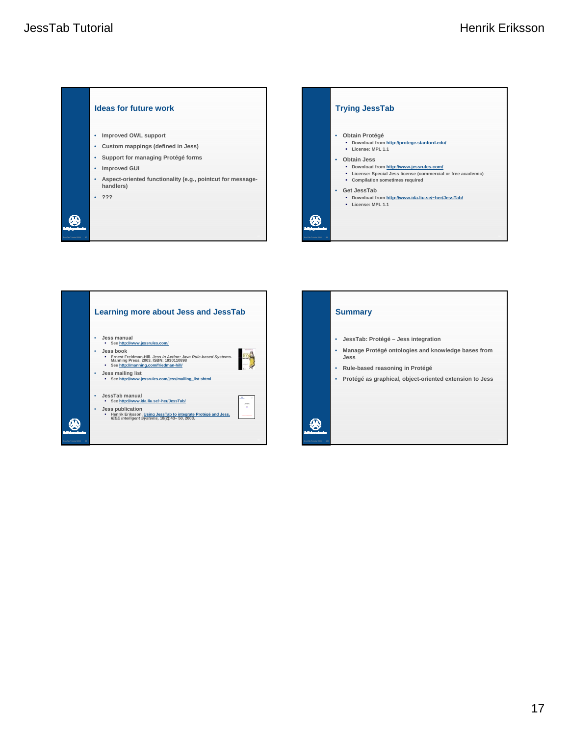## Ideas for future work

- Improved OWL support
- Custom mappings (defined in Jess)
- Support for managing Protégé forms
- Improved GUI
- Aspect-oriented functionality (e.g., pointcut for message-handlers)
- ???

## Trying JessTab

- Obtain Protégé
  - Download from http://protege.stanford.edu/
  - License: MPL 1.1
- Obtain Jess
  - Download from http://www.jessrules.com/
  - License: Special Jess license (commercial or free academic)
  - Compilation sometimes required
- Get JessTab
  - Download from http://www.ida.liu.se/~her/JessTab/
  - License: MPL 1.1

## Learning more about Jess and JessTab

- Jess manual
  - See http://www.jessrules.com/
- Jess book
  - Ernest Freidman-Hill. *Jess in Action: Java Rule-based Systems.* Manning Press, 2003. ISBN: 1930110898
  - See http://manning.com/friedman-hill/
- Jess mailing list
  - See http://www.jessrules.com/jess/mailing_list.shtml
- JessTab manual
  - See http://www.ida.liu.se/~her/JessTab/
- Jess publication
  - Henrik Eriksson. Using JessTab to integrate Protégé and Jess. *IEEE Intelligent Systems*, 18(2):43– 50, 2003.

## Summary

- JessTab: Protégé – Jess integration
- Manage Protégé ontologies and knowledge bases from Jess
- Rule-based reasoning in Protégé
- Protégé as graphical, object-oriented extension to Jess